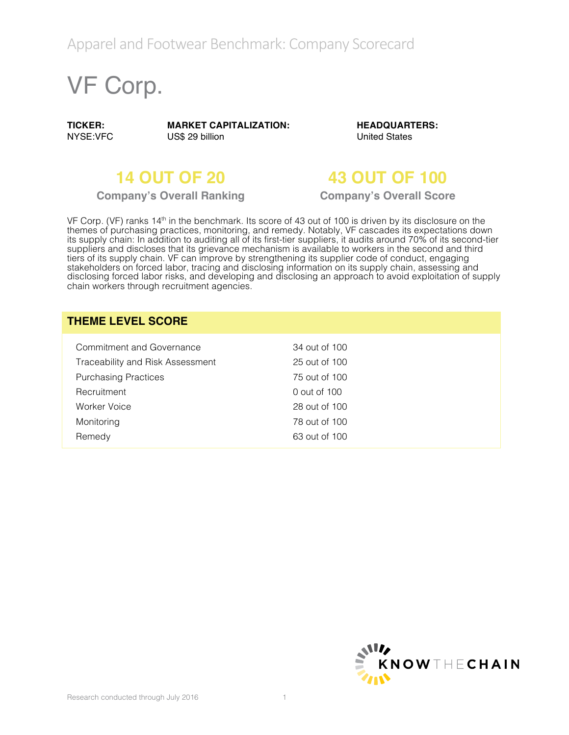Apparel and Footwear Benchmark: Company Scorecard

# VF Corp.

**TICKER:**
NYSE:VFC

**MARKET CAPITALIZATION:**
US$ 29 billion

**HEADQUARTERS:**
United States

## 14 OUT OF 20

**Company's Overall Ranking**

## 43 OUT OF 100

**Company's Overall Score**

VF Corp. (VF) ranks 14th in the benchmark. Its score of 43 out of 100 is driven by its disclosure on the themes of purchasing practices, monitoring, and remedy. Notably, VF cascades its expectations down its supply chain: In addition to auditing all of its first-tier suppliers, it audits around 70% of its second-tier suppliers and discloses that its grievance mechanism is available to workers in the second and third tiers of its supply chain. VF can improve by strengthening its supplier code of conduct, engaging stakeholders on forced labor, tracing and disclosing information on its supply chain, assessing and disclosing forced labor risks, and developing and disclosing an approach to avoid exploitation of supply chain workers through recruitment agencies.

| THEME LEVEL SCORE | |
|---|---|
| Commitment and Governance | 34 out of 100 |
| Traceability and Risk Assessment | 25 out of 100 |
| Purchasing Practices | 75 out of 100 |
| Recruitment | 0 out of 100 |
| Worker Voice | 28 out of 100 |
| Monitoring | 78 out of 100 |
| Remedy | 63 out of 100 |

KNOWTHECHAIN

Research conducted through July 2016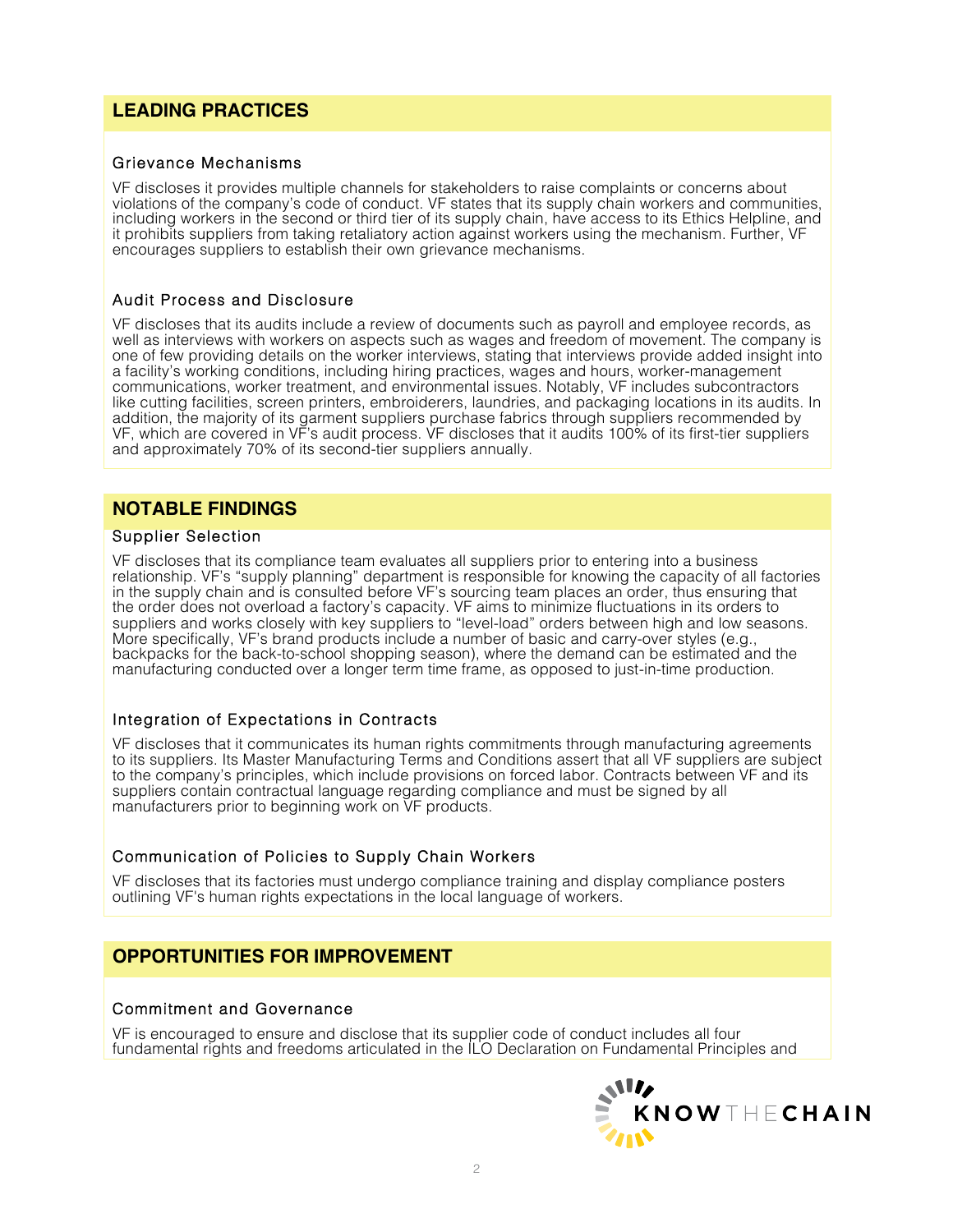## LEADING PRACTICES

### Grievance Mechanisms

VF discloses it provides multiple channels for stakeholders to raise complaints or concerns about violations of the company's code of conduct. VF states that its supply chain workers and communities, including workers in the second or third tier of its supply chain, have access to its Ethics Helpline, and it prohibits suppliers from taking retaliatory action against workers using the mechanism. Further, VF encourages suppliers to establish their own grievance mechanisms.

### Audit Process and Disclosure

VF discloses that its audits include a review of documents such as payroll and employee records, as well as interviews with workers on aspects such as wages and freedom of movement. The company is one of few providing details on the worker interviews, stating that interviews provide added insight into a facility's working conditions, including hiring practices, wages and hours, worker-management communications, worker treatment, and environmental issues. Notably, VF includes subcontractors like cutting facilities, screen printers, embroiderers, laundries, and packaging locations in its audits. In addition, the majority of its garment suppliers purchase fabrics through suppliers recommended by VF, which are covered in VF's audit process. VF discloses that it audits 100% of its first-tier suppliers and approximately 70% of its second-tier suppliers annually.

## NOTABLE FINDINGS

### Supplier Selection

VF discloses that its compliance team evaluates all suppliers prior to entering into a business relationship. VF's "supply planning" department is responsible for knowing the capacity of all factories in the supply chain and is consulted before VF's sourcing team places an order, thus ensuring that the order does not overload a factory's capacity. VF aims to minimize fluctuations in its orders to suppliers and works closely with key suppliers to "level-load" orders between high and low seasons. More specifically, VF's brand products include a number of basic and carry-over styles (e.g., backpacks for the back-to-school shopping season), where the demand can be estimated and the manufacturing conducted over a longer term time frame, as opposed to just-in-time production.

### Integration of Expectations in Contracts

VF discloses that it communicates its human rights commitments through manufacturing agreements to its suppliers. Its Master Manufacturing Terms and Conditions assert that all VF suppliers are subject to the company's principles, which include provisions on forced labor. Contracts between VF and its suppliers contain contractual language regarding compliance and must be signed by all manufacturers prior to beginning work on VF products.

### Communication of Policies to Supply Chain Workers

VF discloses that its factories must undergo compliance training and display compliance posters outlining VF's human rights expectations in the local language of workers.

## OPPORTUNITIES FOR IMPROVEMENT

### Commitment and Governance

VF is encouraged to ensure and disclose that its supplier code of conduct includes all four fundamental rights and freedoms articulated in the ILO Declaration on Fundamental Principles and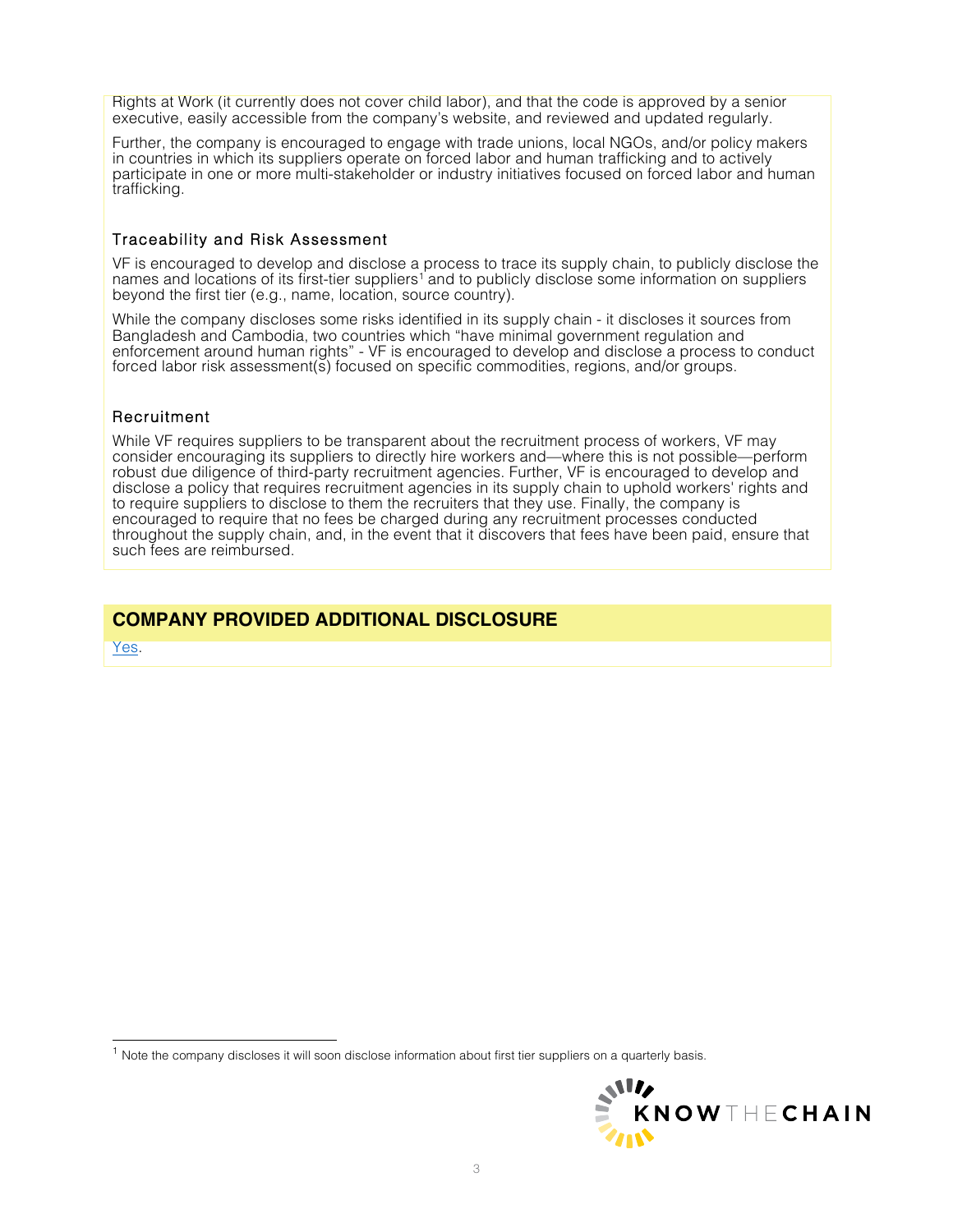Rights at Work (it currently does not cover child labor), and that the code is approved by a senior executive, easily accessible from the company's website, and reviewed and updated regularly.

Further, the company is encouraged to engage with trade unions, local NGOs, and/or policy makers in countries in which its suppliers operate on forced labor and human trafficking and to actively participate in one or more multi-stakeholder or industry initiatives focused on forced labor and human trafficking.

### Traceability and Risk Assessment

VF is encouraged to develop and disclose a process to trace its supply chain, to publicly disclose the names and locations of its first-tier suppliers[1] and to publicly disclose some information on suppliers beyond the first tier (e.g., name, location, source country).

While the company discloses some risks identified in its supply chain - it discloses it sources from Bangladesh and Cambodia, two countries which "have minimal government regulation and enforcement around human rights" - VF is encouraged to develop and disclose a process to conduct forced labor risk assessment(s) focused on specific commodities, regions, and/or groups.

### Recruitment

While VF requires suppliers to be transparent about the recruitment process of workers, VF may consider encouraging its suppliers to directly hire workers and—where this is not possible—perform robust due diligence of third-party recruitment agencies. Further, VF is encouraged to develop and disclose a policy that requires recruitment agencies in its supply chain to uphold workers' rights and to require suppliers to disclose to them the recruiters that they use. Finally, the company is encouraged to require that no fees be charged during any recruitment processes conducted throughout the supply chain, and, in the event that it discovers that fees have been paid, ensure that such fees are reimbursed.

## COMPANY PROVIDED ADDITIONAL DISCLOSURE

Yes.

[1] Note the company discloses it will soon disclose information about first tier suppliers on a quarterly basis.